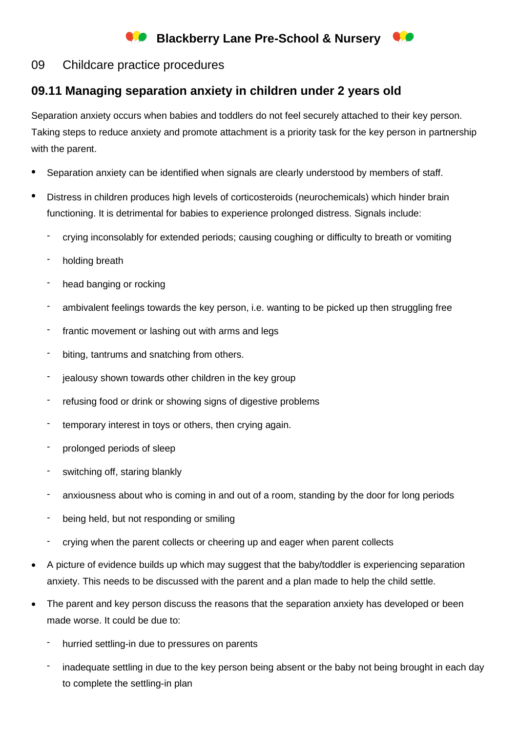# Blackberry Lane Pre-School & Nursery

## 09 Childcare practice procedures

### 09.11 Managing separation anxiety in children under 2 years old

Separation anxiety occurs when babies and toddlers do not feel securely attached to their key person. Taking steps to reduce anxiety and promote attachment is a priority task for the key person in partnership with the parent.

- Separation anxiety can be identified when signals are clearly understood by members of staff.
- Distress in children produces high levels of corticosteroids (neurochemicals) which hinder brain functioning. It is detrimental for babies to experience prolonged distress. Signals include:
  - crying inconsolably for extended periods; causing coughing or difficulty to breath or vomiting
  - holding breath
  - head banging or rocking
  - ambivalent feelings towards the key person, i.e. wanting to be picked up then struggling free
  - frantic movement or lashing out with arms and legs
  - biting, tantrums and snatching from others.
  - jealousy shown towards other children in the key group
  - refusing food or drink or showing signs of digestive problems
  - temporary interest in toys or others, then crying again.
  - prolonged periods of sleep
  - switching off, staring blankly
  - anxiousness about who is coming in and out of a room, standing by the door for long periods
  - being held, but not responding or smiling
  - crying when the parent collects or cheering up and eager when parent collects
- A picture of evidence builds up which may suggest that the baby/toddler is experiencing separation anxiety. This needs to be discussed with the parent and a plan made to help the child settle.
- The parent and key person discuss the reasons that the separation anxiety has developed or been made worse. It could be due to:
  - hurried settling-in due to pressures on parents
  - inadequate settling in due to the key person being absent or the baby not being brought in each day to complete the settling-in plan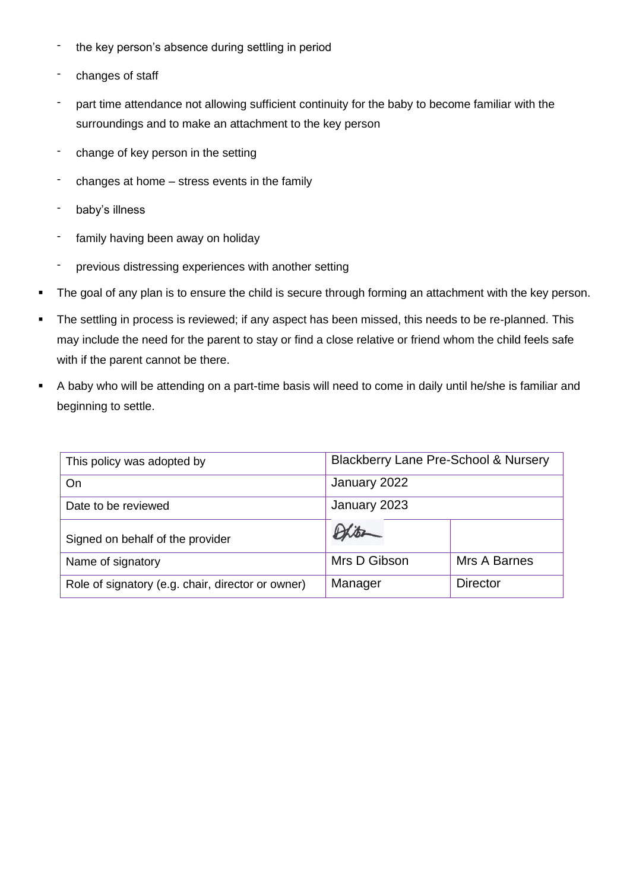- the key person's absence during settling in period
- changes of staff
- part time attendance not allowing sufficient continuity for the baby to become familiar with the surroundings and to make an attachment to the key person
- change of key person in the setting
- changes at home – stress events in the family
- baby's illness
- family having been away on holiday
- previous distressing experiences with another setting

- The goal of any plan is to ensure the child is secure through forming an attachment with the key person.
- The settling in process is reviewed; if any aspect has been missed, this needs to be re-planned. This may include the need for the parent to stay or find a close relative or friend whom the child feels safe with if the parent cannot be there.
- A baby who will be attending on a part-time basis will need to come in daily until he/she is familiar and beginning to settle.

| | | |
|---|---|---|
| This policy was adopted by | Blackberry Lane Pre-School & Nursery | |
| On | January 2022 | |
| Date to be reviewed | January 2023 | |
| Signed on behalf of the provider | DGibson | |
| Name of signatory | Mrs D Gibson | Mrs A Barnes |
| Role of signatory (e.g. chair, director or owner) | Manager | Director |